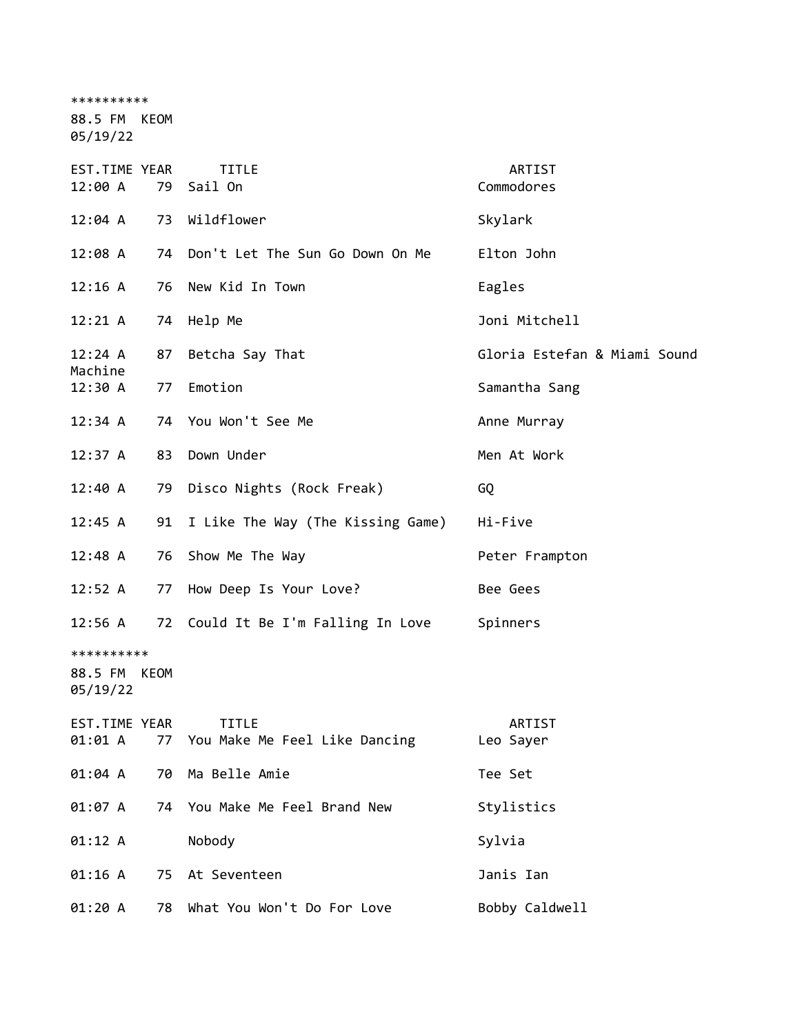**********
88.5 FM KEOM
05/19/22

| EST.TIME | YEAR | TITLE | ARTIST |
|---|---|---|---|
| 12:00 A | 79 | Sail On | Commodores |
| 12:04 A | 73 | Wildflower | Skylark |
| 12:08 A | 74 | Don't Let The Sun Go Down On Me | Elton John |
| 12:16 A | 76 | New Kid In Town | Eagles |
| 12:21 A | 74 | Help Me | Joni Mitchell |
| 12:24 A | 87 | Betcha Say That | Gloria Estefan & Miami Sound Machine |
| 12:30 A | 77 | Emotion | Samantha Sang |
| 12:34 A | 74 | You Won't See Me | Anne Murray |
| 12:37 A | 83 | Down Under | Men At Work |
| 12:40 A | 79 | Disco Nights (Rock Freak) | GQ |
| 12:45 A | 91 | I Like The Way (The Kissing Game) | Hi-Five |
| 12:48 A | 76 | Show Me The Way | Peter Frampton |
| 12:52 A | 77 | How Deep Is Your Love? | Bee Gees |
| 12:56 A | 72 | Could It Be I'm Falling In Love | Spinners |

**********
88.5 FM KEOM
05/19/22

| EST.TIME | YEAR | TITLE | ARTIST |
|---|---|---|---|
| 01:01 A | 77 | You Make Me Feel Like Dancing | Leo Sayer |
| 01:04 A | 70 | Ma Belle Amie | Tee Set |
| 01:07 A | 74 | You Make Me Feel Brand New | Stylistics |
| 01:12 A | | Nobody | Sylvia |
| 01:16 A | 75 | At Seventeen | Janis Ian |
| 01:20 A | 78 | What You Won't Do For Love | Bobby Caldwell |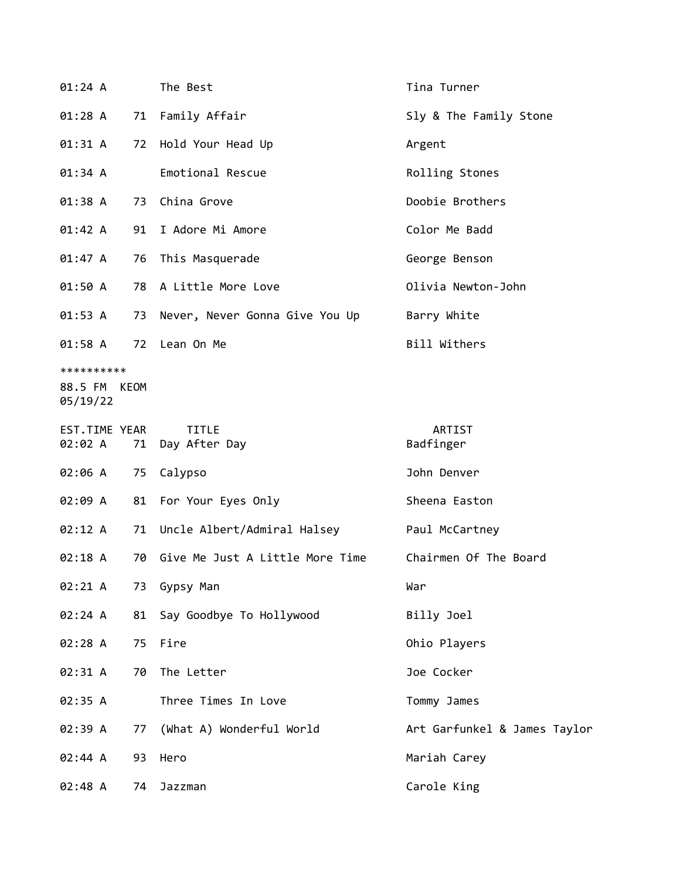| EST.TIME | YEAR | TITLE | ARTIST |
|---|---|---|---|
| 01:24 A | | The Best | Tina Turner |
| 01:28 A | 71 | Family Affair | Sly & The Family Stone |
| 01:31 A | 72 | Hold Your Head Up | Argent |
| 01:34 A | | Emotional Rescue | Rolling Stones |
| 01:38 A | 73 | China Grove | Doobie Brothers |
| 01:42 A | 91 | I Adore Mi Amore | Color Me Badd |
| 01:47 A | 76 | This Masquerade | George Benson |
| 01:50 A | 78 | A Little More Love | Olivia Newton-John |
| 01:53 A | 73 | Never, Never Gonna Give You Up | Barry White |
| 01:58 A | 72 | Lean On Me | Bill Withers |

**********

88.5 FM KEOM
05/19/22

| EST.TIME | YEAR | TITLE | ARTIST |
|---|---|---|---|
| 02:02 A | 71 | Day After Day | Badfinger |
| 02:06 A | 75 | Calypso | John Denver |
| 02:09 A | 81 | For Your Eyes Only | Sheena Easton |
| 02:12 A | 71 | Uncle Albert/Admiral Halsey | Paul McCartney |
| 02:18 A | 70 | Give Me Just A Little More Time | Chairmen Of The Board |
| 02:21 A | 73 | Gypsy Man | War |
| 02:24 A | 81 | Say Goodbye To Hollywood | Billy Joel |
| 02:28 A | 75 | Fire | Ohio Players |
| 02:31 A | 70 | The Letter | Joe Cocker |
| 02:35 A | | Three Times In Love | Tommy James |
| 02:39 A | 77 | (What A) Wonderful World | Art Garfunkel & James Taylor |
| 02:44 A | 93 | Hero | Mariah Carey |
| 02:48 A | 74 | Jazzman | Carole King |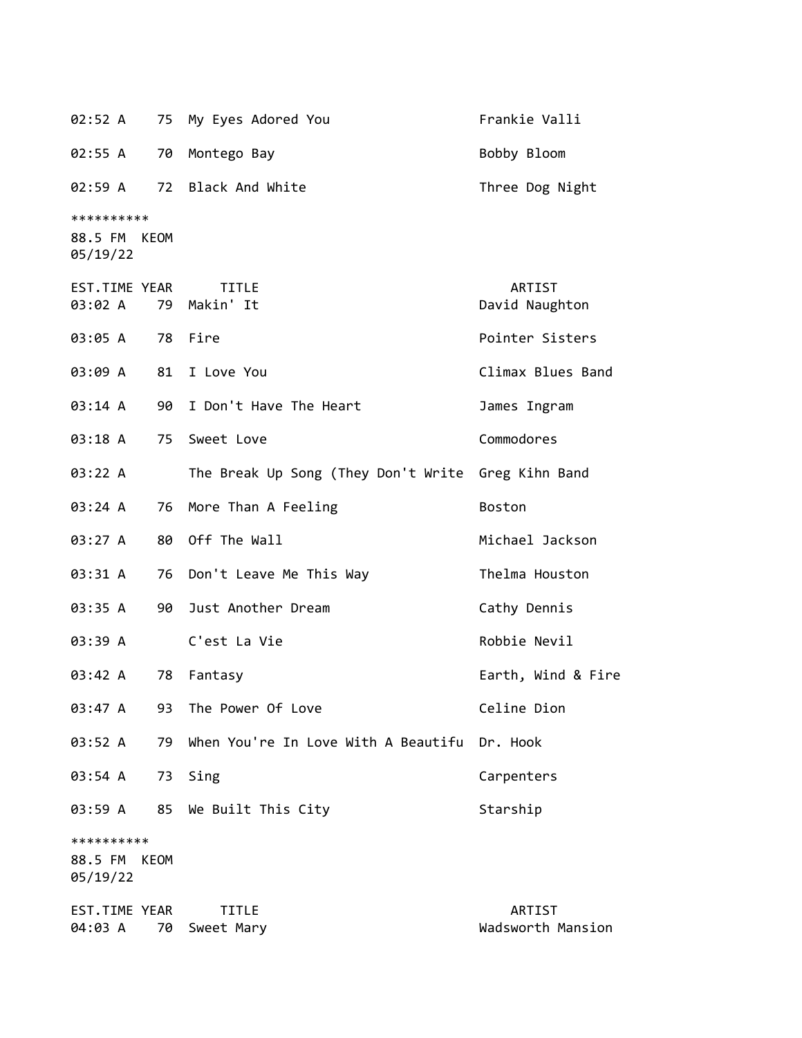| EST.TIME | YEAR | TITLE | ARTIST |
|---|---|---|---|
| 02:52 A | 75 | My Eyes Adored You | Frankie Valli |
| 02:55 A | 70 | Montego Bay | Bobby Bloom |
| 02:59 A | 72 | Black And White | Three Dog Night |

**********
88.5 FM KEOM
05/19/22

| EST.TIME | YEAR | TITLE | ARTIST |
|---|---|---|---|
| 03:02 A | 79 | Makin' It | David Naughton |
| 03:05 A | 78 | Fire | Pointer Sisters |
| 03:09 A | 81 | I Love You | Climax Blues Band |
| 03:14 A | 90 | I Don't Have The Heart | James Ingram |
| 03:18 A | 75 | Sweet Love | Commodores |
| 03:22 A | | The Break Up Song (They Don't Write | Greg Kihn Band |
| 03:24 A | 76 | More Than A Feeling | Boston |
| 03:27 A | 80 | Off The Wall | Michael Jackson |
| 03:31 A | 76 | Don't Leave Me This Way | Thelma Houston |
| 03:35 A | 90 | Just Another Dream | Cathy Dennis |
| 03:39 A | | C'est La Vie | Robbie Nevil |
| 03:42 A | 78 | Fantasy | Earth, Wind & Fire |
| 03:47 A | 93 | The Power Of Love | Celine Dion |
| 03:52 A | 79 | When You're In Love With A Beautifu | Dr. Hook |
| 03:54 A | 73 | Sing | Carpenters |
| 03:59 A | 85 | We Built This City | Starship |

**********
88.5 FM KEOM
05/19/22

| EST.TIME | YEAR | TITLE | ARTIST |
|---|---|---|---|
| 04:03 A | 70 | Sweet Mary | Wadsworth Mansion |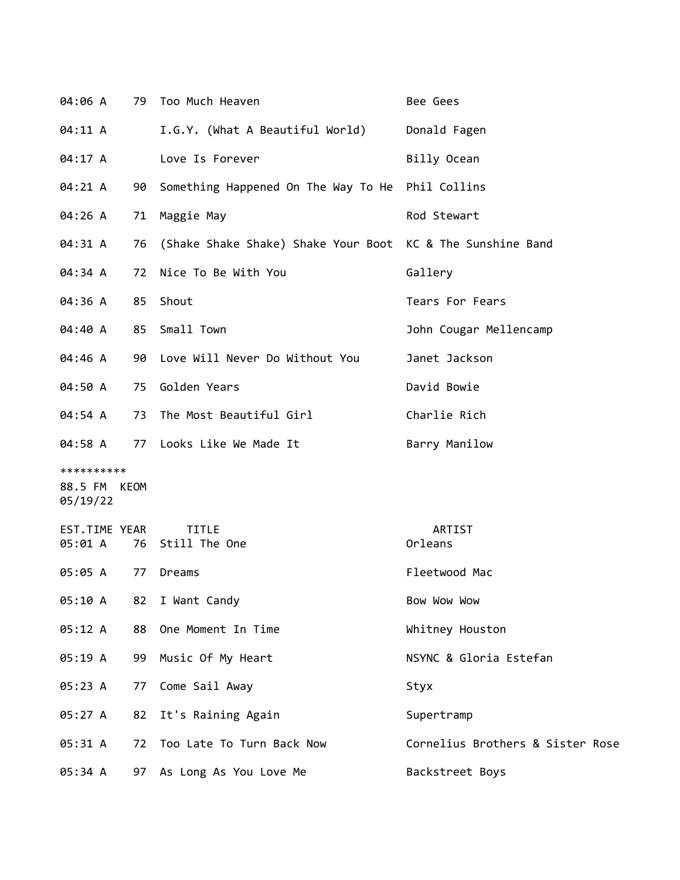| EST.TIME | YEAR | TITLE | ARTIST |
|---|---|---|---|
| 04:06 A | 79 | Too Much Heaven | Bee Gees |
| 04:11 A | | I.G.Y. (What A Beautiful World) | Donald Fagen |
| 04:17 A | | Love Is Forever | Billy Ocean |
| 04:21 A | 90 | Something Happened On The Way To He | Phil Collins |
| 04:26 A | 71 | Maggie May | Rod Stewart |
| 04:31 A | 76 | (Shake Shake Shake) Shake Your Boot | KC & The Sunshine Band |
| 04:34 A | 72 | Nice To Be With You | Gallery |
| 04:36 A | 85 | Shout | Tears For Fears |
| 04:40 A | 85 | Small Town | John Cougar Mellencamp |
| 04:46 A | 90 | Love Will Never Do Without You | Janet Jackson |
| 04:50 A | 75 | Golden Years | David Bowie |
| 04:54 A | 73 | The Most Beautiful Girl | Charlie Rich |
| 04:58 A | 77 | Looks Like We Made It | Barry Manilow |

**********

88.5 FM KEOM

05/19/22

| EST.TIME | YEAR | TITLE | ARTIST |
|---|---|---|---|
| 05:01 A | 76 | Still The One | Orleans |
| 05:05 A | 77 | Dreams | Fleetwood Mac |
| 05:10 A | 82 | I Want Candy | Bow Wow Wow |
| 05:12 A | 88 | One Moment In Time | Whitney Houston |
| 05:19 A | 99 | Music Of My Heart | NSYNC & Gloria Estefan |
| 05:23 A | 77 | Come Sail Away | Styx |
| 05:27 A | 82 | It's Raining Again | Supertramp |
| 05:31 A | 72 | Too Late To Turn Back Now | Cornelius Brothers & Sister Rose |
| 05:34 A | 97 | As Long As You Love Me | Backstreet Boys |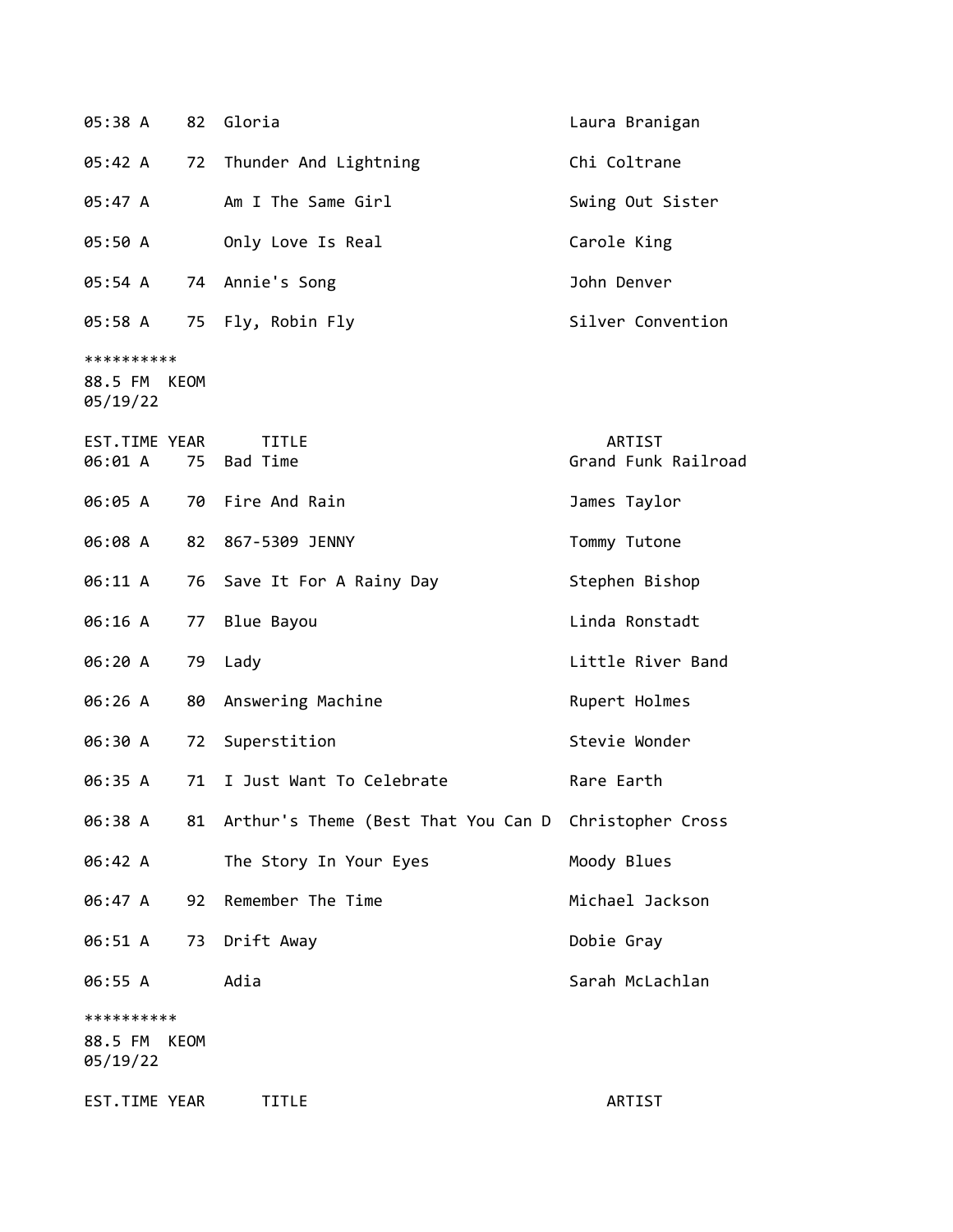| EST.TIME | YEAR | TITLE | ARTIST |
|---|---|---|---|
| 05:38 A | 82 | Gloria | Laura Branigan |
| 05:42 A | 72 | Thunder And Lightning | Chi Coltrane |
| 05:47 A | | Am I The Same Girl | Swing Out Sister |
| 05:50 A | | Only Love Is Real | Carole King |
| 05:54 A | 74 | Annie's Song | John Denver |
| 05:58 A | 75 | Fly, Robin Fly | Silver Convention |

**********
88.5 FM KEOM
05/19/22

| EST.TIME | YEAR | TITLE | ARTIST |
|---|---|---|---|
| 06:01 A | 75 | Bad Time | Grand Funk Railroad |
| 06:05 A | 70 | Fire And Rain | James Taylor |
| 06:08 A | 82 | 867-5309 JENNY | Tommy Tutone |
| 06:11 A | 76 | Save It For A Rainy Day | Stephen Bishop |
| 06:16 A | 77 | Blue Bayou | Linda Ronstadt |
| 06:20 A | 79 | Lady | Little River Band |
| 06:26 A | 80 | Answering Machine | Rupert Holmes |
| 06:30 A | 72 | Superstition | Stevie Wonder |
| 06:35 A | 71 | I Just Want To Celebrate | Rare Earth |
| 06:38 A | 81 | Arthur's Theme (Best That You Can D | Christopher Cross |
| 06:42 A | | The Story In Your Eyes | Moody Blues |
| 06:47 A | 92 | Remember The Time | Michael Jackson |
| 06:51 A | 73 | Drift Away | Dobie Gray |
| 06:55 A | | Adia | Sarah McLachlan |

**********
88.5 FM KEOM
05/19/22

| EST.TIME | YEAR | TITLE | ARTIST |
|---|---|---|---|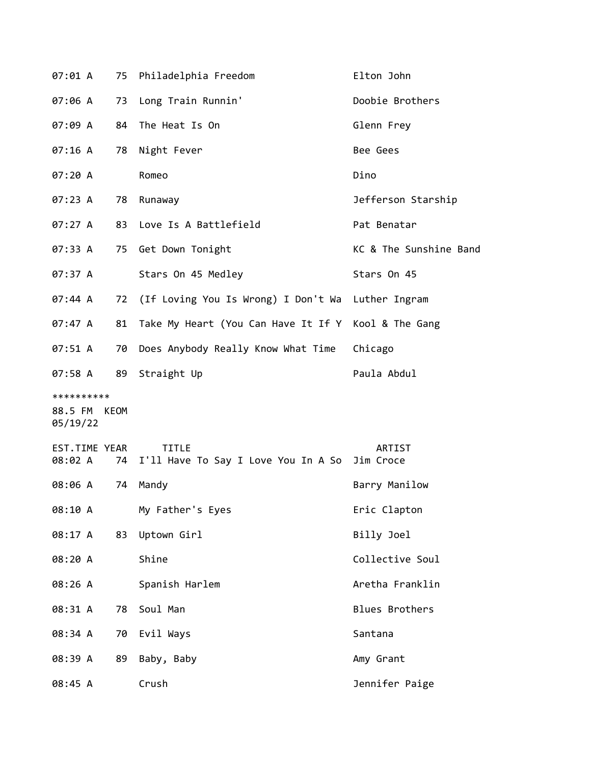| EST.TIME | YEAR | TITLE | ARTIST |
|---|---|---|---|
| 07:01 A | 75 | Philadelphia Freedom | Elton John |
| 07:06 A | 73 | Long Train Runnin' | Doobie Brothers |
| 07:09 A | 84 | The Heat Is On | Glenn Frey |
| 07:16 A | 78 | Night Fever | Bee Gees |
| 07:20 A | | Romeo | Dino |
| 07:23 A | 78 | Runaway | Jefferson Starship |
| 07:27 A | 83 | Love Is A Battlefield | Pat Benatar |
| 07:33 A | 75 | Get Down Tonight | KC & The Sunshine Band |
| 07:37 A | | Stars On 45 Medley | Stars On 45 |
| 07:44 A | 72 | (If Loving You Is Wrong) I Don't Wa | Luther Ingram |
| 07:47 A | 81 | Take My Heart (You Can Have It If Y | Kool & The Gang |
| 07:51 A | 70 | Does Anybody Really Know What Time | Chicago |
| 07:58 A | 89 | Straight Up | Paula Abdul |

**********

88.5 FM KEOM
05/19/22

| EST.TIME | YEAR | TITLE | ARTIST |
|---|---|---|---|
| 08:02 A | 74 | I'll Have To Say I Love You In A So | Jim Croce |
| 08:06 A | 74 | Mandy | Barry Manilow |
| 08:10 A | | My Father's Eyes | Eric Clapton |
| 08:17 A | 83 | Uptown Girl | Billy Joel |
| 08:20 A | | Shine | Collective Soul |
| 08:26 A | | Spanish Harlem | Aretha Franklin |
| 08:31 A | 78 | Soul Man | Blues Brothers |
| 08:34 A | 70 | Evil Ways | Santana |
| 08:39 A | 89 | Baby, Baby | Amy Grant |
| 08:45 A | | Crush | Jennifer Paige |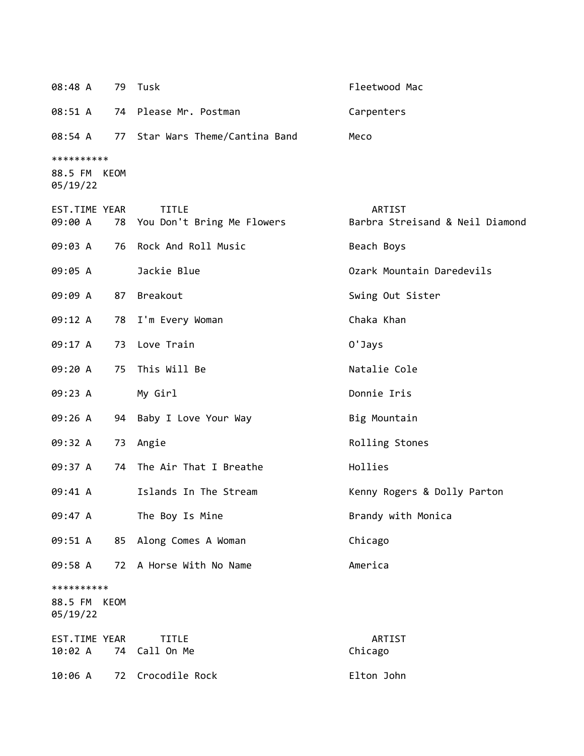| EST.TIME | YEAR | TITLE | ARTIST |
|---|---|---|---|
| 08:48 A | 79 | Tusk | Fleetwood Mac |
| 08:51 A | 74 | Please Mr. Postman | Carpenters |
| 08:54 A | 77 | Star Wars Theme/Cantina Band | Meco |

**********
88.5 FM KEOM
05/19/22

| EST.TIME | YEAR | TITLE | ARTIST |
|---|---|---|---|
| 09:00 A | 78 | You Don't Bring Me Flowers | Barbra Streisand & Neil Diamond |
| 09:03 A | 76 | Rock And Roll Music | Beach Boys |
| 09:05 A | | Jackie Blue | Ozark Mountain Daredevils |
| 09:09 A | 87 | Breakout | Swing Out Sister |
| 09:12 A | 78 | I'm Every Woman | Chaka Khan |
| 09:17 A | 73 | Love Train | O'Jays |
| 09:20 A | 75 | This Will Be | Natalie Cole |
| 09:23 A | | My Girl | Donnie Iris |
| 09:26 A | 94 | Baby I Love Your Way | Big Mountain |
| 09:32 A | 73 | Angie | Rolling Stones |
| 09:37 A | 74 | The Air That I Breathe | Hollies |
| 09:41 A | | Islands In The Stream | Kenny Rogers & Dolly Parton |
| 09:47 A | | The Boy Is Mine | Brandy with Monica |
| 09:51 A | 85 | Along Comes A Woman | Chicago |
| 09:58 A | 72 | A Horse With No Name | America |

**********
88.5 FM KEOM
05/19/22

| EST.TIME | YEAR | TITLE | ARTIST |
|---|---|---|---|
| 10:02 A | 74 | Call On Me | Chicago |
| 10:06 A | 72 | Crocodile Rock | Elton John |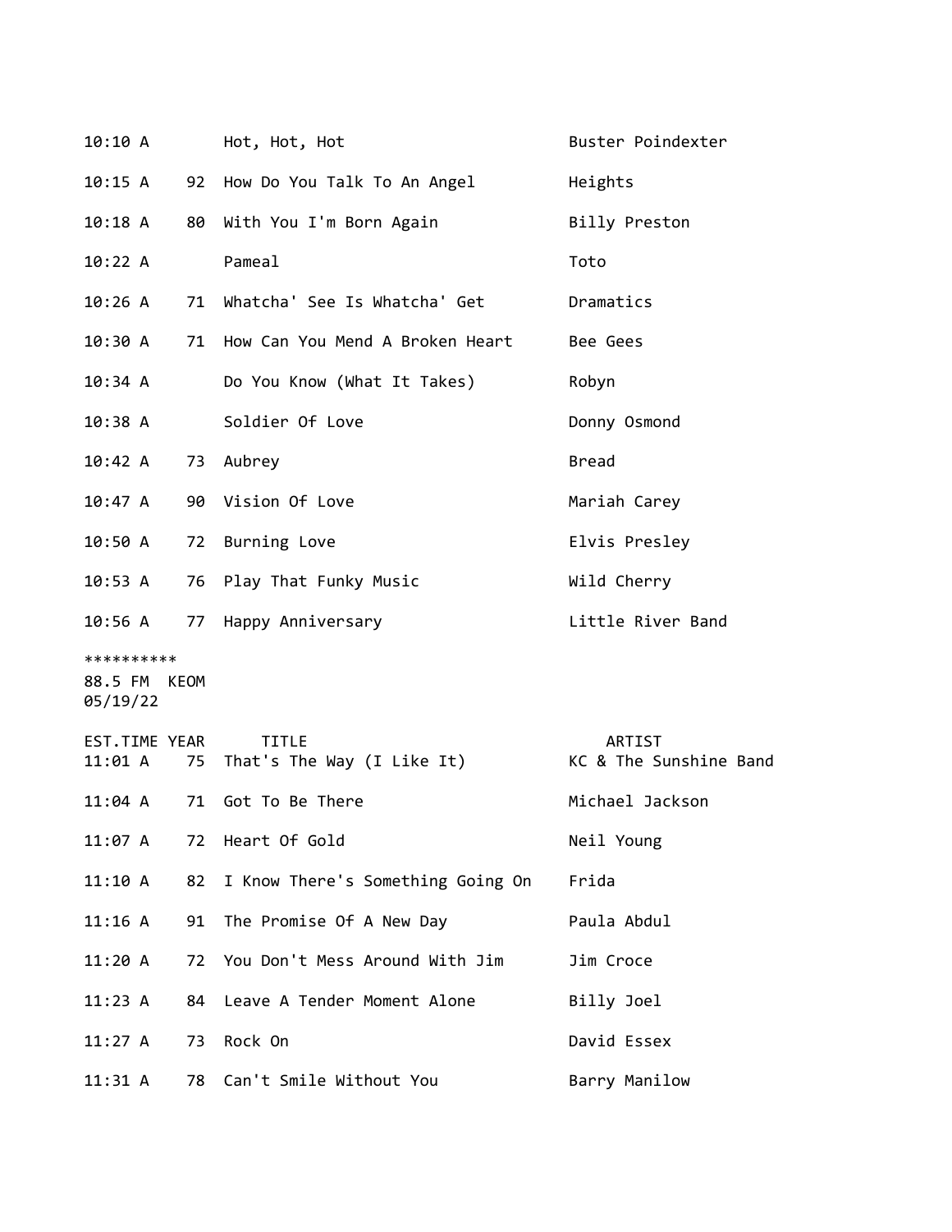| | | | |
|---|---|---|---|
| 10:10 A | | Hot, Hot, Hot | Buster Poindexter |
| 10:15 A | 92 | How Do You Talk To An Angel | Heights |
| 10:18 A | 80 | With You I'm Born Again | Billy Preston |
| 10:22 A | | Pameal | Toto |
| 10:26 A | 71 | Whatcha' See Is Whatcha' Get | Dramatics |
| 10:30 A | 71 | How Can You Mend A Broken Heart | Bee Gees |
| 10:34 A | | Do You Know (What It Takes) | Robyn |
| 10:38 A | | Soldier Of Love | Donny Osmond |
| 10:42 A | 73 | Aubrey | Bread |
| 10:47 A | 90 | Vision Of Love | Mariah Carey |
| 10:50 A | 72 | Burning Love | Elvis Presley |
| 10:53 A | 76 | Play That Funky Music | Wild Cherry |
| 10:56 A | 77 | Happy Anniversary | Little River Band |

**********
88.5 FM KEOM
05/19/22

| EST.TIME | YEAR | TITLE | ARTIST |
|---|---|---|---|
| 11:01 A | 75 | That's The Way (I Like It) | KC & The Sunshine Band |
| 11:04 A | 71 | Got To Be There | Michael Jackson |
| 11:07 A | 72 | Heart Of Gold | Neil Young |
| 11:10 A | 82 | I Know There's Something Going On | Frida |
| 11:16 A | 91 | The Promise Of A New Day | Paula Abdul |
| 11:20 A | 72 | You Don't Mess Around With Jim | Jim Croce |
| 11:23 A | 84 | Leave A Tender Moment Alone | Billy Joel |
| 11:27 A | 73 | Rock On | David Essex |
| 11:31 A | 78 | Can't Smile Without You | Barry Manilow |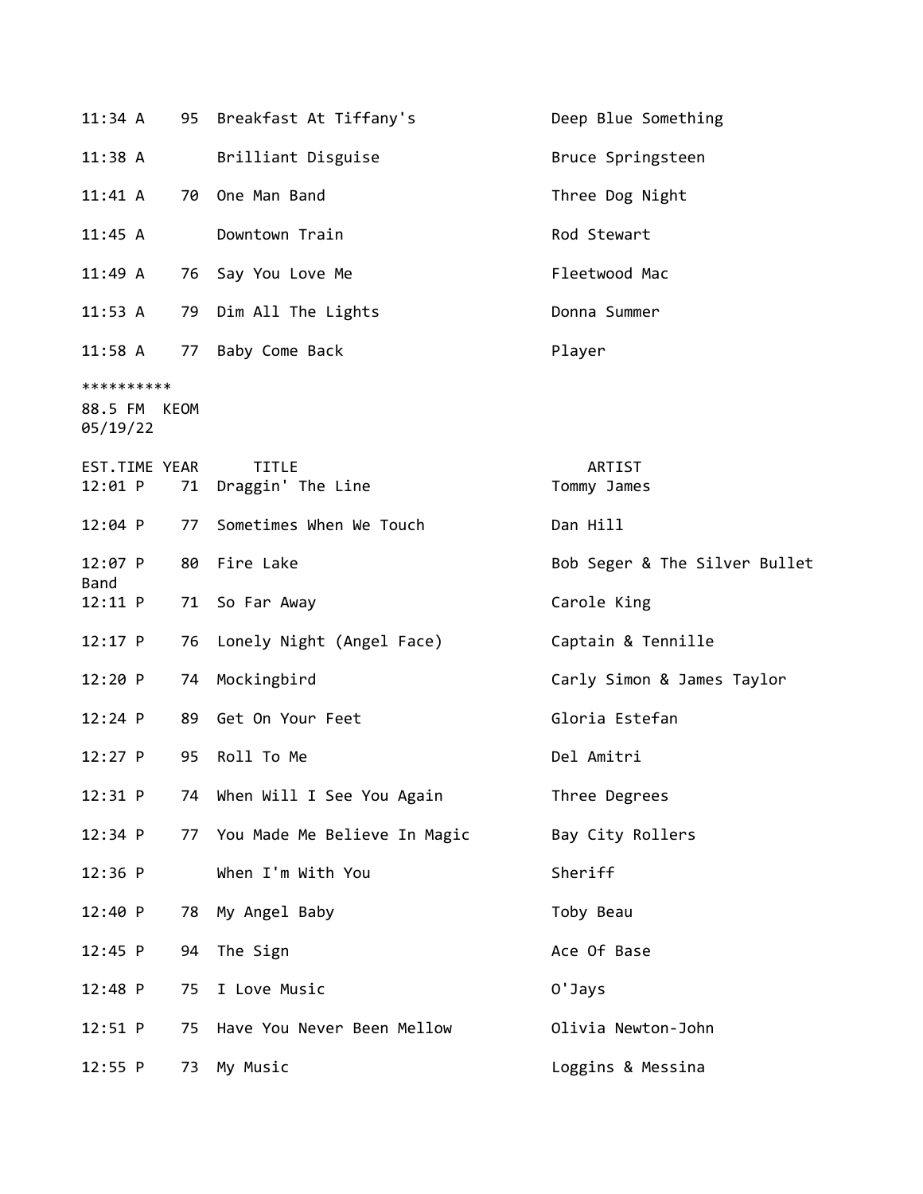| | | | |
|---|---|---|---|
| 11:34 A | 95 | Breakfast At Tiffany's | Deep Blue Something |
| 11:38 A | | Brilliant Disguise | Bruce Springsteen |
| 11:41 A | 70 | One Man Band | Three Dog Night |
| 11:45 A | | Downtown Train | Rod Stewart |
| 11:49 A | 76 | Say You Love Me | Fleetwood Mac |
| 11:53 A | 79 | Dim All The Lights | Donna Summer |
| 11:58 A | 77 | Baby Come Back | Player |

**********

88.5 FM KEOM
05/19/22

| EST.TIME | YEAR | TITLE | ARTIST |
|---|---|---|---|
| 12:01 P | 71 | Draggin' The Line | Tommy James |
| 12:04 P | 77 | Sometimes When We Touch | Dan Hill |
| 12:07 P | 80 | Fire Lake | Bob Seger & The Silver Bullet Band |
| 12:11 P | 71 | So Far Away | Carole King |
| 12:17 P | 76 | Lonely Night (Angel Face) | Captain & Tennille |
| 12:20 P | 74 | Mockingbird | Carly Simon & James Taylor |
| 12:24 P | 89 | Get On Your Feet | Gloria Estefan |
| 12:27 P | 95 | Roll To Me | Del Amitri |
| 12:31 P | 74 | When Will I See You Again | Three Degrees |
| 12:34 P | 77 | You Made Me Believe In Magic | Bay City Rollers |
| 12:36 P | | When I'm With You | Sheriff |
| 12:40 P | 78 | My Angel Baby | Toby Beau |
| 12:45 P | 94 | The Sign | Ace Of Base |
| 12:48 P | 75 | I Love Music | O'Jays |
| 12:51 P | 75 | Have You Never Been Mellow | Olivia Newton-John |
| 12:55 P | 73 | My Music | Loggins & Messina |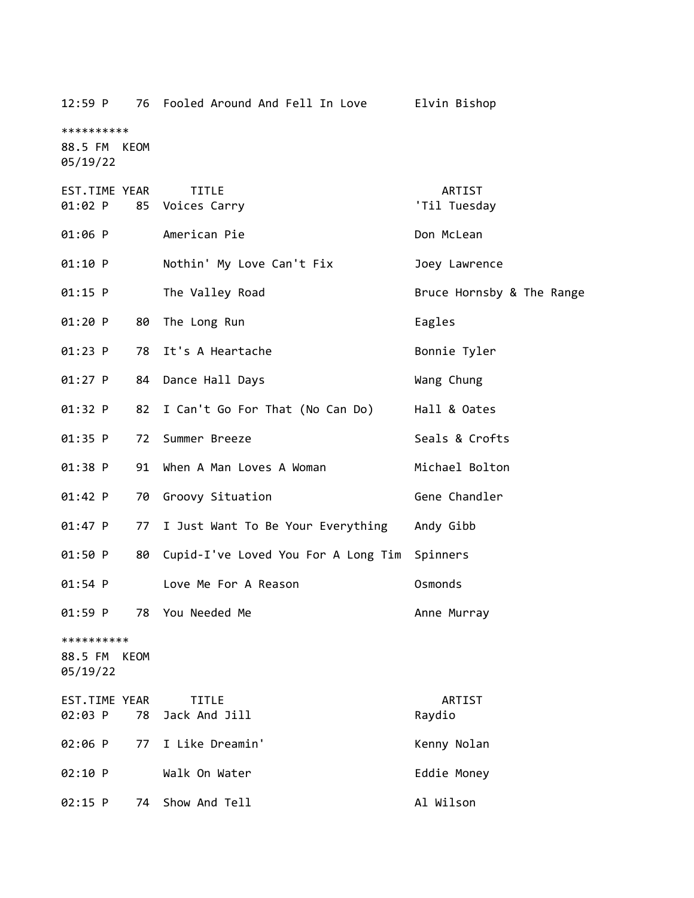| EST.TIME | YEAR | TITLE | ARTIST |
|---|---|---|---|
| 12:59 P | 76 | Fooled Around And Fell In Love | Elvin Bishop |

**********
88.5 FM KEOM
05/19/22

| EST.TIME | YEAR | TITLE | ARTIST |
|---|---|---|---|
| 01:02 P | 85 | Voices Carry | 'Til Tuesday |
| 01:06 P | | American Pie | Don McLean |
| 01:10 P | | Nothin' My Love Can't Fix | Joey Lawrence |
| 01:15 P | | The Valley Road | Bruce Hornsby & The Range |
| 01:20 P | 80 | The Long Run | Eagles |
| 01:23 P | 78 | It's A Heartache | Bonnie Tyler |
| 01:27 P | 84 | Dance Hall Days | Wang Chung |
| 01:32 P | 82 | I Can't Go For That (No Can Do) | Hall & Oates |
| 01:35 P | 72 | Summer Breeze | Seals & Crofts |
| 01:38 P | 91 | When A Man Loves A Woman | Michael Bolton |
| 01:42 P | 70 | Groovy Situation | Gene Chandler |
| 01:47 P | 77 | I Just Want To Be Your Everything | Andy Gibb |
| 01:50 P | 80 | Cupid-I've Loved You For A Long Tim | Spinners |
| 01:54 P | | Love Me For A Reason | Osmonds |
| 01:59 P | 78 | You Needed Me | Anne Murray |

**********
88.5 FM KEOM
05/19/22

| EST.TIME | YEAR | TITLE | ARTIST |
|---|---|---|---|
| 02:03 P | 78 | Jack And Jill | Raydio |
| 02:06 P | 77 | I Like Dreamin' | Kenny Nolan |
| 02:10 P | | Walk On Water | Eddie Money |
| 02:15 P | 74 | Show And Tell | Al Wilson |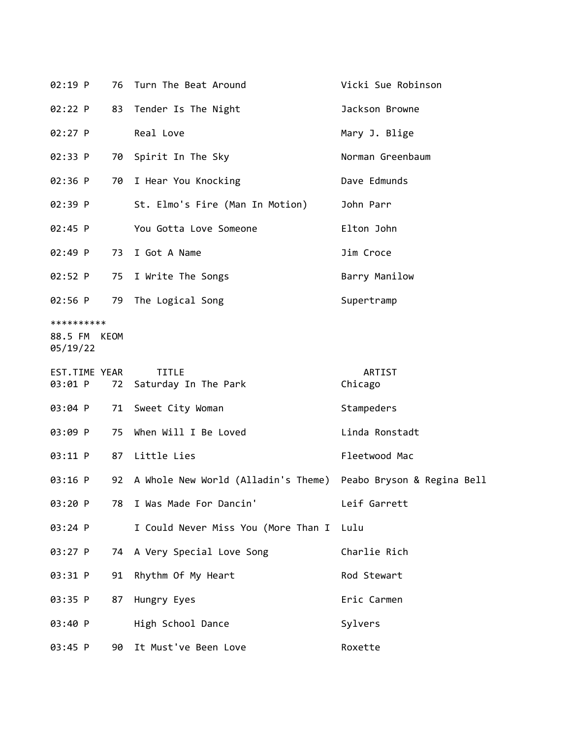| EST.TIME | YEAR | TITLE | ARTIST |
|---|---|---|---|
| 02:19 P | 76 | Turn The Beat Around | Vicki Sue Robinson |
| 02:22 P | 83 | Tender Is The Night | Jackson Browne |
| 02:27 P | | Real Love | Mary J. Blige |
| 02:33 P | 70 | Spirit In The Sky | Norman Greenbaum |
| 02:36 P | 70 | I Hear You Knocking | Dave Edmunds |
| 02:39 P | | St. Elmo's Fire (Man In Motion) | John Parr |
| 02:45 P | | You Gotta Love Someone | Elton John |
| 02:49 P | 73 | I Got A Name | Jim Croce |
| 02:52 P | 75 | I Write The Songs | Barry Manilow |
| 02:56 P | 79 | The Logical Song | Supertramp |

**********
88.5 FM KEOM
05/19/22

| EST.TIME | YEAR | TITLE | ARTIST |
|---|---|---|---|
| 03:01 P | 72 | Saturday In The Park | Chicago |
| 03:04 P | 71 | Sweet City Woman | Stampeders |
| 03:09 P | 75 | When Will I Be Loved | Linda Ronstadt |
| 03:11 P | 87 | Little Lies | Fleetwood Mac |
| 03:16 P | 92 | A Whole New World (Alladin's Theme) | Peabo Bryson & Regina Bell |
| 03:20 P | 78 | I Was Made For Dancin' | Leif Garrett |
| 03:24 P | | I Could Never Miss You (More Than I | Lulu |
| 03:27 P | 74 | A Very Special Love Song | Charlie Rich |
| 03:31 P | 91 | Rhythm Of My Heart | Rod Stewart |
| 03:35 P | 87 | Hungry Eyes | Eric Carmen |
| 03:40 P | | High School Dance | Sylvers |
| 03:45 P | 90 | It Must've Been Love | Roxette |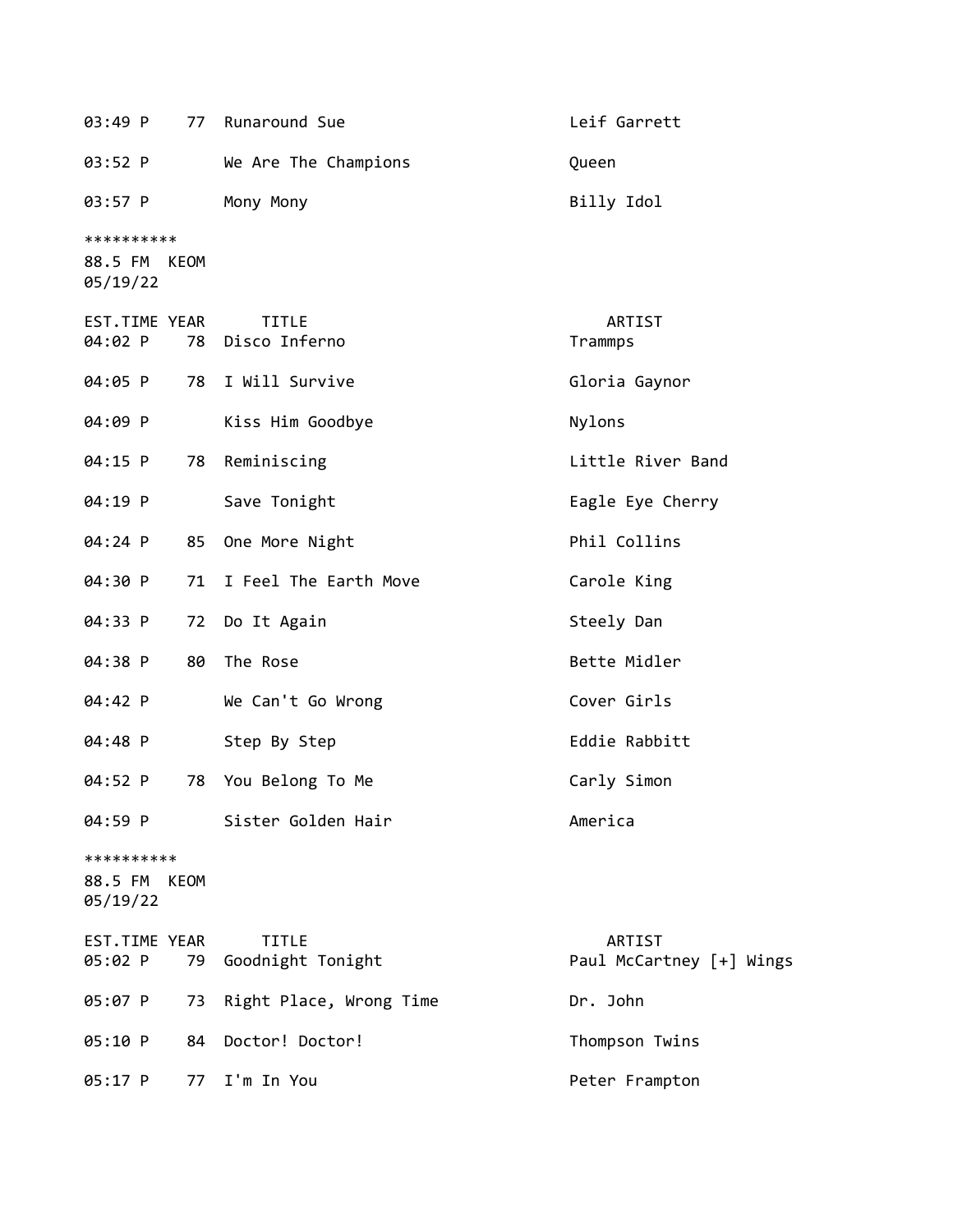| EST.TIME | YEAR | TITLE | ARTIST |
|---|---|---|---|
| 03:49 P | 77 | Runaround Sue | Leif Garrett |
| 03:52 P | | We Are The Champions | Queen |
| 03:57 P | | Mony Mony | Billy Idol |

**********
88.5 FM KEOM
05/19/22

| EST.TIME | YEAR | TITLE | ARTIST |
|---|---|---|---|
| 04:02 P | 78 | Disco Inferno | Trammps |
| 04:05 P | 78 | I Will Survive | Gloria Gaynor |
| 04:09 P | | Kiss Him Goodbye | Nylons |
| 04:15 P | 78 | Reminiscing | Little River Band |
| 04:19 P | | Save Tonight | Eagle Eye Cherry |
| 04:24 P | 85 | One More Night | Phil Collins |
| 04:30 P | 71 | I Feel The Earth Move | Carole King |
| 04:33 P | 72 | Do It Again | Steely Dan |
| 04:38 P | 80 | The Rose | Bette Midler |
| 04:42 P | | We Can't Go Wrong | Cover Girls |
| 04:48 P | | Step By Step | Eddie Rabbitt |
| 04:52 P | 78 | You Belong To Me | Carly Simon |
| 04:59 P | | Sister Golden Hair | America |

**********
88.5 FM KEOM
05/19/22

| EST.TIME | YEAR | TITLE | ARTIST |
|---|---|---|---|
| 05:02 P | 79 | Goodnight Tonight | Paul McCartney [+] Wings |
| 05:07 P | 73 | Right Place, Wrong Time | Dr. John |
| 05:10 P | 84 | Doctor! Doctor! | Thompson Twins |
| 05:17 P | 77 | I'm In You | Peter Frampton |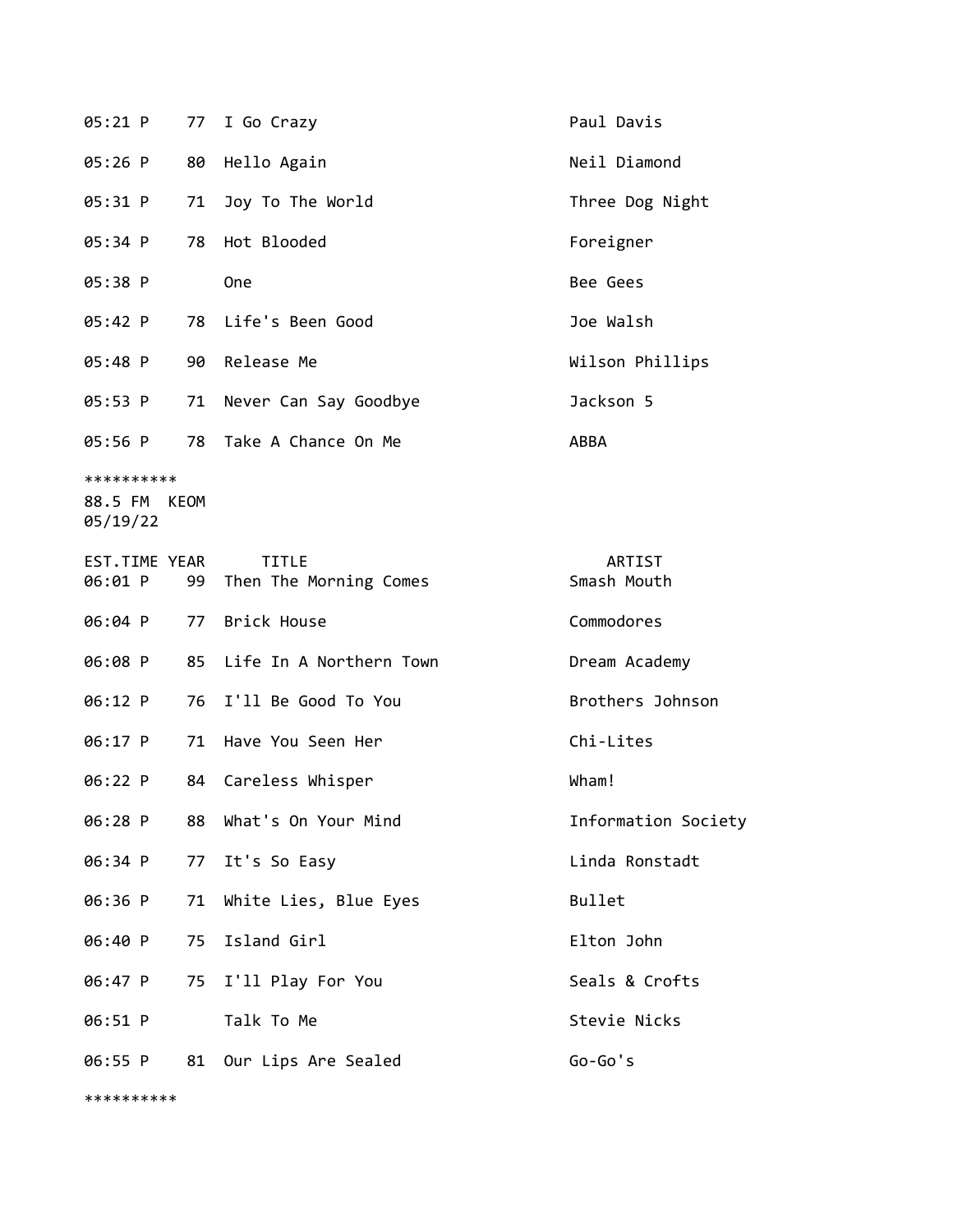| | | | |
|---|---|---|---|
| 05:21 P | 77 | I Go Crazy | Paul Davis |
| 05:26 P | 80 | Hello Again | Neil Diamond |
| 05:31 P | 71 | Joy To The World | Three Dog Night |
| 05:34 P | 78 | Hot Blooded | Foreigner |
| 05:38 P | | One | Bee Gees |
| 05:42 P | 78 | Life's Been Good | Joe Walsh |
| 05:48 P | 90 | Release Me | Wilson Phillips |
| 05:53 P | 71 | Never Can Say Goodbye | Jackson 5 |
| 05:56 P | 78 | Take A Chance On Me | ABBA |

**********

88.5 FM KEOM

05/19/22

| EST.TIME | YEAR | TITLE | ARTIST |
|---|---|---|---|
| 06:01 P | 99 | Then The Morning Comes | Smash Mouth |
| 06:04 P | 77 | Brick House | Commodores |
| 06:08 P | 85 | Life In A Northern Town | Dream Academy |
| 06:12 P | 76 | I'll Be Good To You | Brothers Johnson |
| 06:17 P | 71 | Have You Seen Her | Chi-Lites |
| 06:22 P | 84 | Careless Whisper | Wham! |
| 06:28 P | 88 | What's On Your Mind | Information Society |
| 06:34 P | 77 | It's So Easy | Linda Ronstadt |
| 06:36 P | 71 | White Lies, Blue Eyes | Bullet |
| 06:40 P | 75 | Island Girl | Elton John |
| 06:47 P | 75 | I'll Play For You | Seals & Crofts |
| 06:51 P | | Talk To Me | Stevie Nicks |
| 06:55 P | 81 | Our Lips Are Sealed | Go-Go's |

**********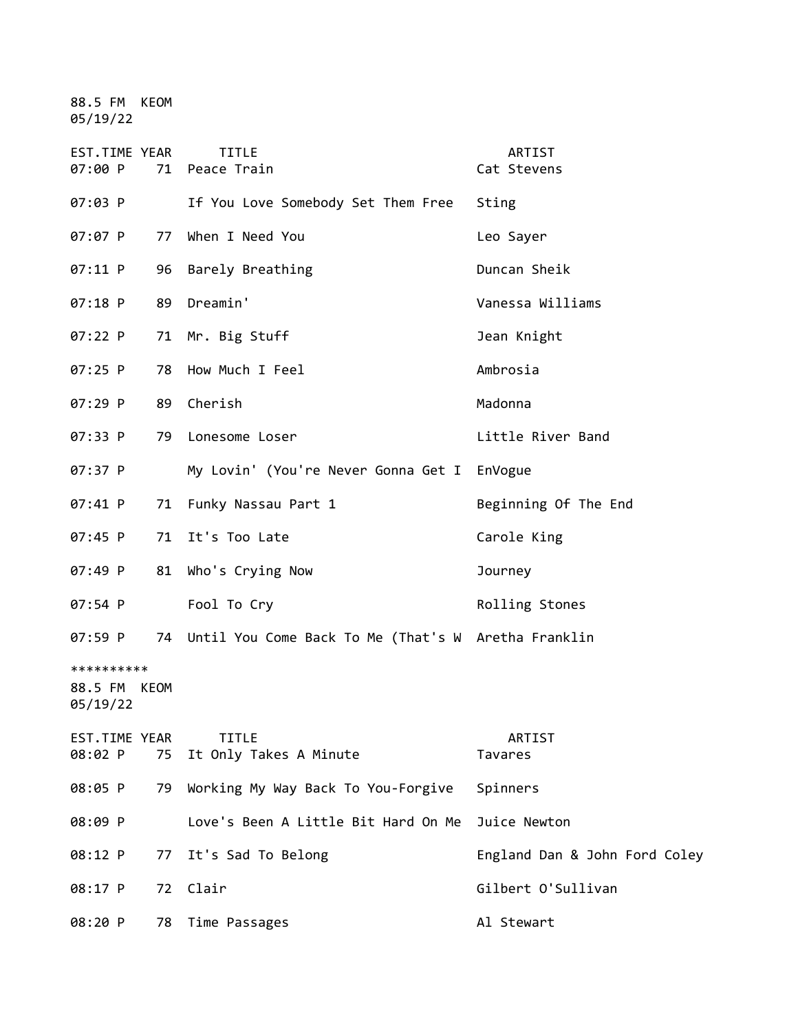88.5 FM KEOM
05/19/22

| EST.TIME | YEAR | TITLE | ARTIST |
|---|---|---|---|
| 07:00 P | 71 | Peace Train | Cat Stevens |
| 07:03 P | | If You Love Somebody Set Them Free | Sting |
| 07:07 P | 77 | When I Need You | Leo Sayer |
| 07:11 P | 96 | Barely Breathing | Duncan Sheik |
| 07:18 P | 89 | Dreamin' | Vanessa Williams |
| 07:22 P | 71 | Mr. Big Stuff | Jean Knight |
| 07:25 P | 78 | How Much I Feel | Ambrosia |
| 07:29 P | 89 | Cherish | Madonna |
| 07:33 P | 79 | Lonesome Loser | Little River Band |
| 07:37 P | | My Lovin' (You're Never Gonna Get I | EnVogue |
| 07:41 P | 71 | Funky Nassau Part 1 | Beginning Of The End |
| 07:45 P | 71 | It's Too Late | Carole King |
| 07:49 P | 81 | Who's Crying Now | Journey |
| 07:54 P | | Fool To Cry | Rolling Stones |
| 07:59 P | 74 | Until You Come Back To Me (That's W | Aretha Franklin |

**********

88.5 FM KEOM
05/19/22

| EST.TIME | YEAR | TITLE | ARTIST |
|---|---|---|---|
| 08:02 P | 75 | It Only Takes A Minute | Tavares |
| 08:05 P | 79 | Working My Way Back To You-Forgive | Spinners |
| 08:09 P | | Love's Been A Little Bit Hard On Me | Juice Newton |
| 08:12 P | 77 | It's Sad To Belong | England Dan & John Ford Coley |
| 08:17 P | 72 | Clair | Gilbert O'Sullivan |
| 08:20 P | 78 | Time Passages | Al Stewart |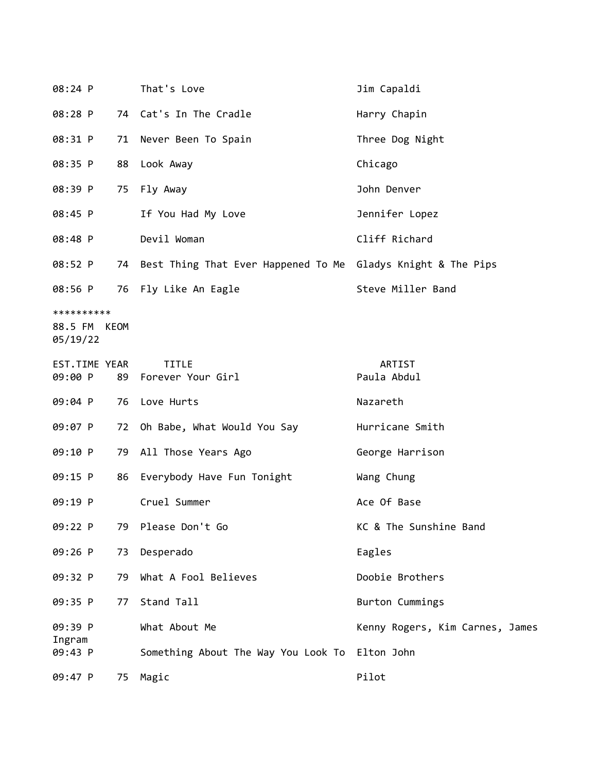| | | | |
|---|---|---|---|
| 08:24 P | | That's Love | Jim Capaldi |
| 08:28 P | 74 | Cat's In The Cradle | Harry Chapin |
| 08:31 P | 71 | Never Been To Spain | Three Dog Night |
| 08:35 P | 88 | Look Away | Chicago |
| 08:39 P | 75 | Fly Away | John Denver |
| 08:45 P | | If You Had My Love | Jennifer Lopez |
| 08:48 P | | Devil Woman | Cliff Richard |
| 08:52 P | 74 | Best Thing That Ever Happened To Me | Gladys Knight & The Pips |
| 08:56 P | 76 | Fly Like An Eagle | Steve Miller Band |

**********
88.5 FM KEOM
05/19/22

| EST.TIME | YEAR | TITLE | ARTIST |
|---|---|---|---|
| 09:00 P | 89 | Forever Your Girl | Paula Abdul |
| 09:04 P | 76 | Love Hurts | Nazareth |
| 09:07 P | 72 | Oh Babe, What Would You Say | Hurricane Smith |
| 09:10 P | 79 | All Those Years Ago | George Harrison |
| 09:15 P | 86 | Everybody Have Fun Tonight | Wang Chung |
| 09:19 P | | Cruel Summer | Ace Of Base |
| 09:22 P | 79 | Please Don't Go | KC & The Sunshine Band |
| 09:26 P | 73 | Desperado | Eagles |
| 09:32 P | 79 | What A Fool Believes | Doobie Brothers |
| 09:35 P | 77 | Stand Tall | Burton Cummings |
| 09:39 P | | What About Me | Kenny Rogers, Kim Carnes, James Ingram |
| 09:43 P | | Something About The Way You Look To | Elton John |
| 09:47 P | 75 | Magic | Pilot |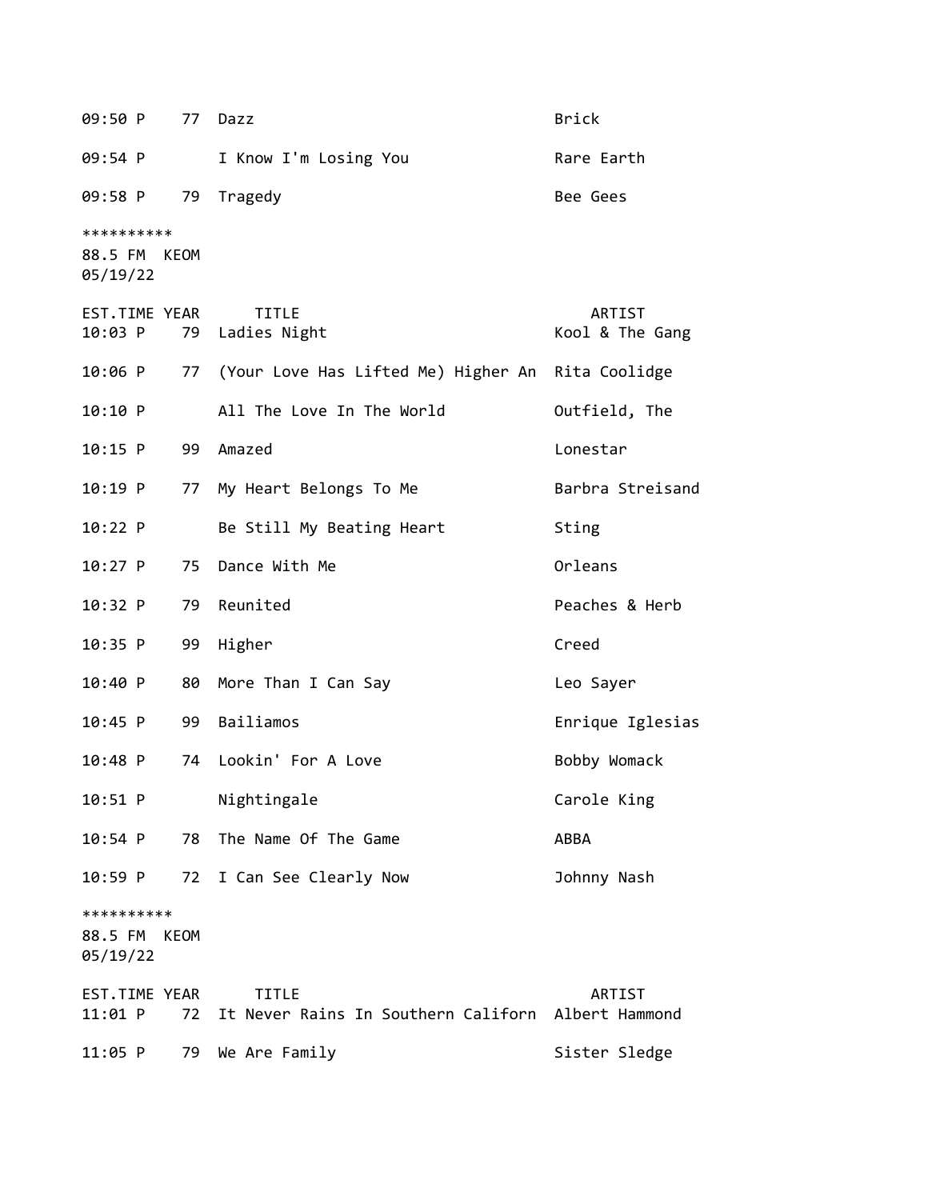| EST.TIME | YEAR | TITLE | ARTIST |
|---|---|---|---|
| 09:50 P | 77 | Dazz | Brick |
| 09:54 P | | I Know I'm Losing You | Rare Earth |
| 09:58 P | 79 | Tragedy | Bee Gees |

**********
88.5 FM KEOM
05/19/22

| EST.TIME | YEAR | TITLE | ARTIST |
|---|---|---|---|
| 10:03 P | 79 | Ladies Night | Kool & The Gang |
| 10:06 P | 77 | (Your Love Has Lifted Me) Higher An | Rita Coolidge |
| 10:10 P | | All The Love In The World | Outfield, The |
| 10:15 P | 99 | Amazed | Lonestar |
| 10:19 P | 77 | My Heart Belongs To Me | Barbra Streisand |
| 10:22 P | | Be Still My Beating Heart | Sting |
| 10:27 P | 75 | Dance With Me | Orleans |
| 10:32 P | 79 | Reunited | Peaches & Herb |
| 10:35 P | 99 | Higher | Creed |
| 10:40 P | 80 | More Than I Can Say | Leo Sayer |
| 10:45 P | 99 | Bailiamos | Enrique Iglesias |
| 10:48 P | 74 | Lookin' For A Love | Bobby Womack |
| 10:51 P | | Nightingale | Carole King |
| 10:54 P | 78 | The Name Of The Game | ABBA |
| 10:59 P | 72 | I Can See Clearly Now | Johnny Nash |

**********
88.5 FM KEOM
05/19/22

| EST.TIME | YEAR | TITLE | ARTIST |
|---|---|---|---|
| 11:01 P | 72 | It Never Rains In Southern Californ | Albert Hammond |
| 11:05 P | 79 | We Are Family | Sister Sledge |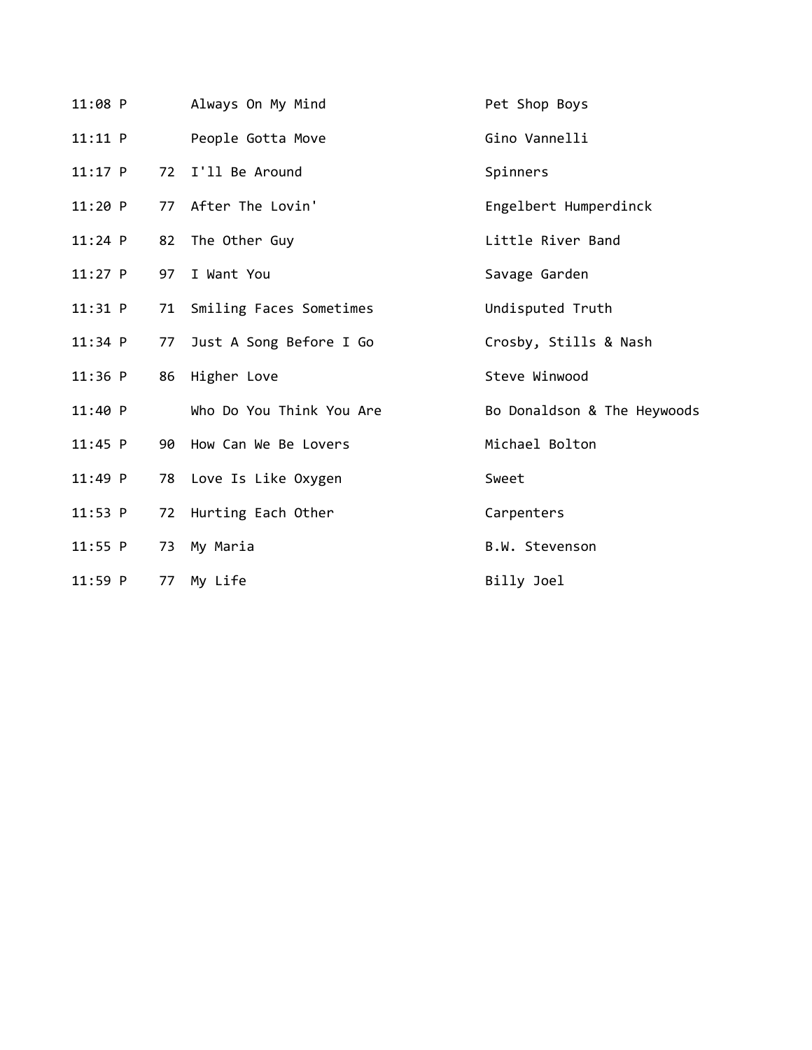| | | | |
|---|---|---|---|
| 11:08 P | | Always On My Mind | Pet Shop Boys |
| 11:11 P | | People Gotta Move | Gino Vannelli |
| 11:17 P | 72 | I'll Be Around | Spinners |
| 11:20 P | 77 | After The Lovin' | Engelbert Humperdinck |
| 11:24 P | 82 | The Other Guy | Little River Band |
| 11:27 P | 97 | I Want You | Savage Garden |
| 11:31 P | 71 | Smiling Faces Sometimes | Undisputed Truth |
| 11:34 P | 77 | Just A Song Before I Go | Crosby, Stills & Nash |
| 11:36 P | 86 | Higher Love | Steve Winwood |
| 11:40 P | | Who Do You Think You Are | Bo Donaldson & The Heywoods |
| 11:45 P | 90 | How Can We Be Lovers | Michael Bolton |
| 11:49 P | 78 | Love Is Like Oxygen | Sweet |
| 11:53 P | 72 | Hurting Each Other | Carpenters |
| 11:55 P | 73 | My Maria | B.W. Stevenson |
| 11:59 P | 77 | My Life | Billy Joel |